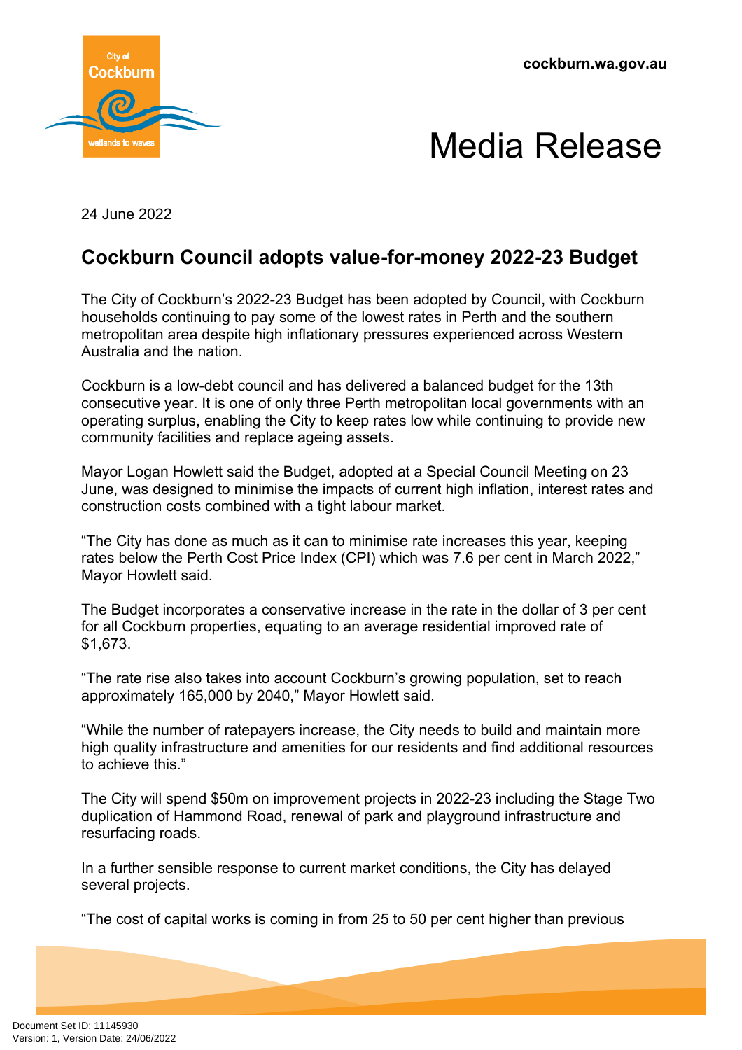cockburn.wa.gov.au

# Media Release

24 June 2022

## Cockburn Council adopts value-for-money 2022-23 Budget

The City of Cockburn's 2022-23 Budget has been adopted by Council, with Cockburn households continuing to pay some of the lowest rates in Perth and the southern metropolitan area despite high inflationary pressures experienced across Western Australia and the nation.

Cockburn is a low-debt council and has delivered a balanced budget for the 13th consecutive year. It is one of only three Perth metropolitan local governments with an operating surplus, enabling the City to keep rates low while continuing to provide new community facilities and replace ageing assets.

Mayor Logan Howlett said the Budget, adopted at a Special Council Meeting on 23 June, was designed to minimise the impacts of current high inflation, interest rates and construction costs combined with a tight labour market.

"The City has done as much as it can to minimise rate increases this year, keeping rates below the Perth Cost Price Index (CPI) which was 7.6 per cent in March 2022," Mayor Howlett said.

The Budget incorporates a conservative increase in the rate in the dollar of 3 per cent for all Cockburn properties, equating to an average residential improved rate of $1,673.

"The rate rise also takes into account Cockburn's growing population, set to reach approximately 165,000 by 2040," Mayor Howlett said.

"While the number of ratepayers increase, the City needs to build and maintain more high quality infrastructure and amenities for our residents and find additional resources to achieve this."

The City will spend $50m on improvement projects in 2022-23 including the Stage Two duplication of Hammond Road, renewal of park and playground infrastructure and resurfacing roads.

In a further sensible response to current market conditions, the City has delayed several projects.

"The cost of capital works is coming in from 25 to 50 per cent higher than previous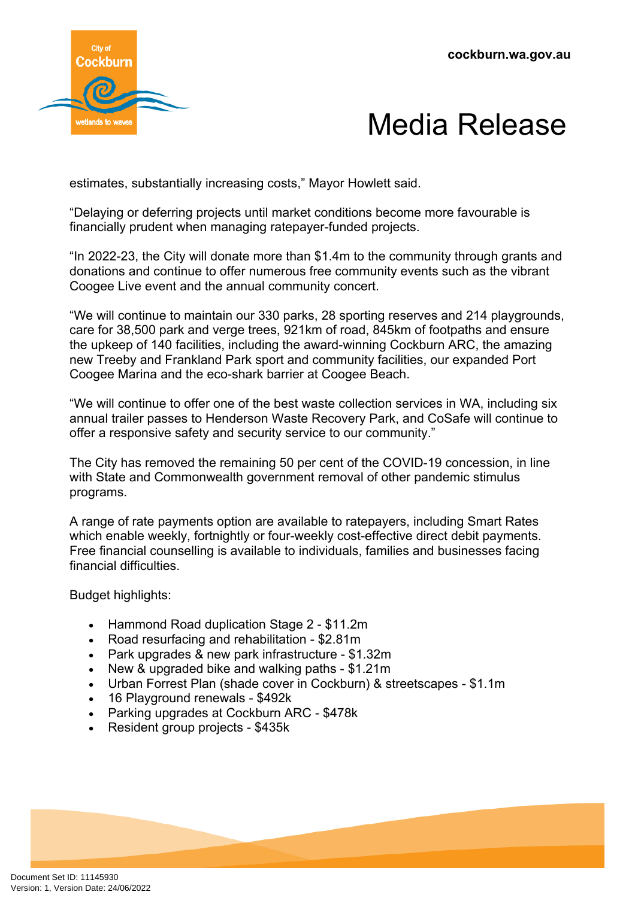estimates, substantially increasing costs," Mayor Howlett said.

"Delaying or deferring projects until market conditions become more favourable is financially prudent when managing ratepayer-funded projects.

"In 2022-23, the City will donate more than $1.4m to the community through grants and donations and continue to offer numerous free community events such as the vibrant Coogee Live event and the annual community concert.

"We will continue to maintain our 330 parks, 28 sporting reserves and 214 playgrounds, care for 38,500 park and verge trees, 921km of road, 845km of footpaths and ensure the upkeep of 140 facilities, including the award-winning Cockburn ARC, the amazing new Treeby and Frankland Park sport and community facilities, our expanded Port Coogee Marina and the eco-shark barrier at Coogee Beach.

"We will continue to offer one of the best waste collection services in WA, including six annual trailer passes to Henderson Waste Recovery Park, and CoSafe will continue to offer a responsive safety and security service to our community."

The City has removed the remaining 50 per cent of the COVID-19 concession, in line with State and Commonwealth government removal of other pandemic stimulus programs.

A range of rate payments option are available to ratepayers, including Smart Rates which enable weekly, fortnightly or four-weekly cost-effective direct debit payments. Free financial counselling is available to individuals, families and businesses facing financial difficulties.

Budget highlights:

- Hammond Road duplication Stage 2 - $11.2m
- Road resurfacing and rehabilitation - $2.81m
- Park upgrades & new park infrastructure - $1.32m
- New & upgraded bike and walking paths - $1.21m
- Urban Forrest Plan (shade cover in Cockburn) & streetscapes - $1.1m
- 16 Playground renewals - $492k
- Parking upgrades at Cockburn ARC - $478k
- Resident group projects - $435k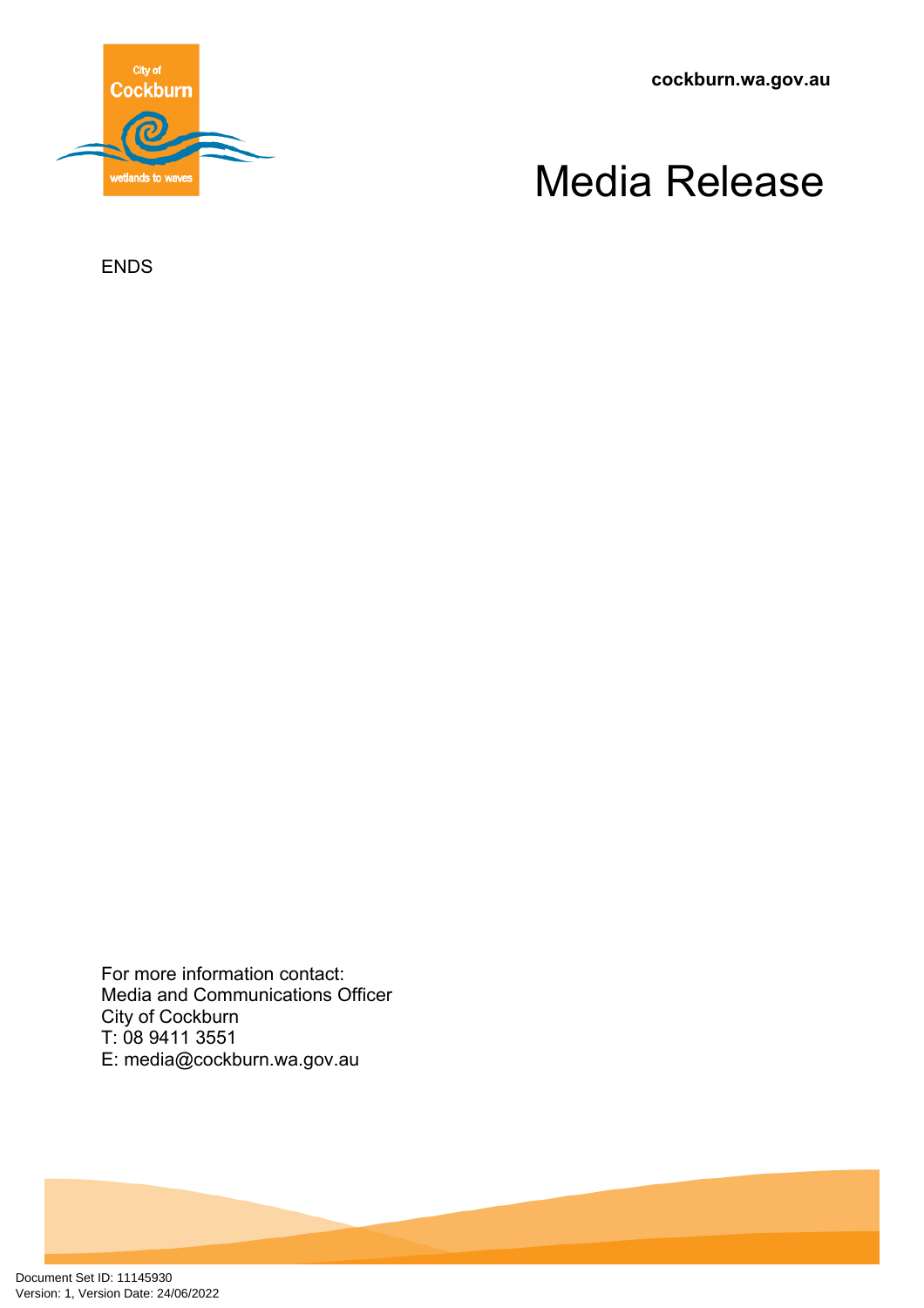ENDS

For more information contact:
Media and Communications Officer
City of Cockburn
T: 08 9411 3551
E: media@cockburn.wa.gov.au